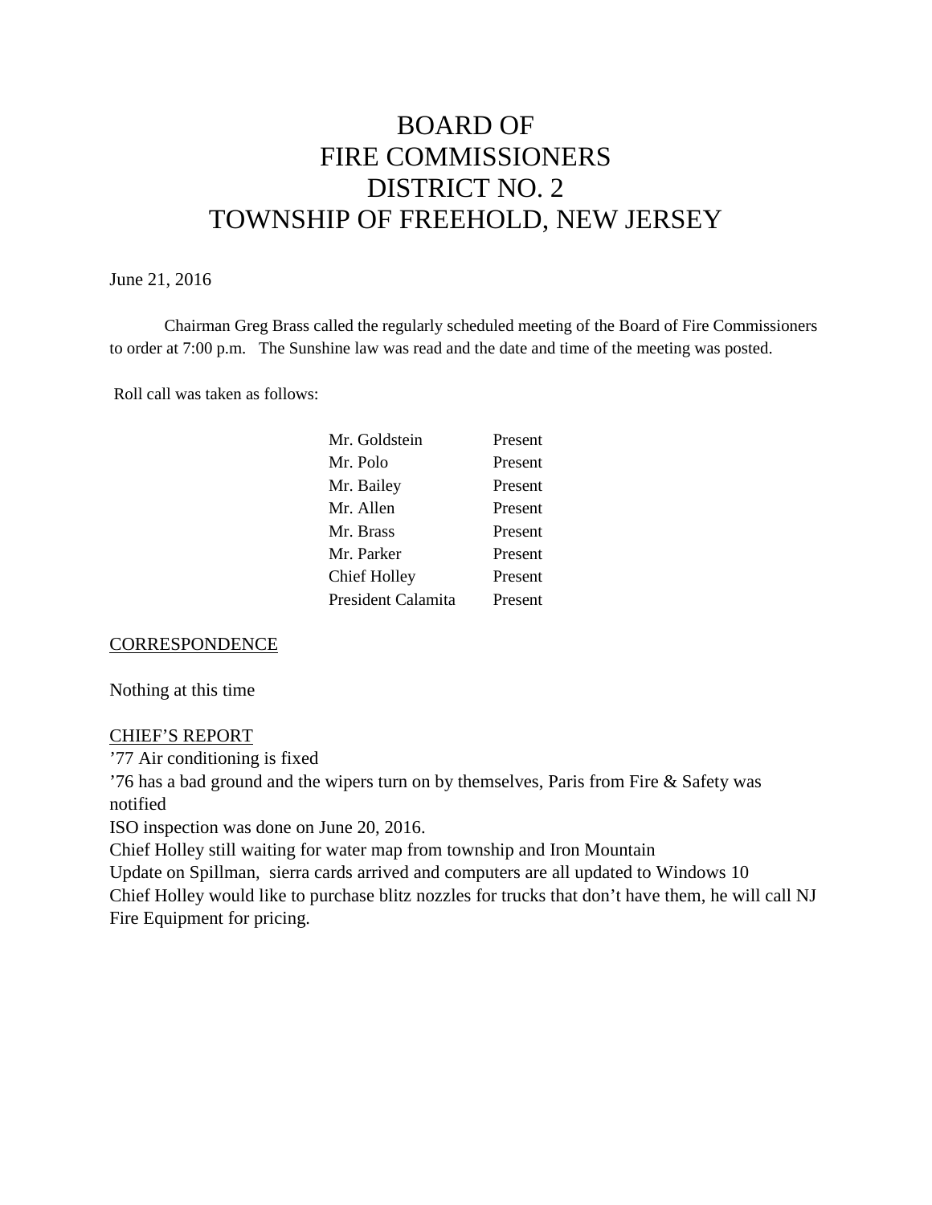# BOARD OF FIRE COMMISSIONERS DISTRICT NO. 2 TOWNSHIP OF FREEHOLD, NEW JERSEY

June 21, 2016

Chairman Greg Brass called the regularly scheduled meeting of the Board of Fire Commissioners to order at 7:00 p.m. The Sunshine law was read and the date and time of the meeting was posted.

Roll call was taken as follows:

| | |
|---|---|
| Mr. Goldstein | Present |
| Mr. Polo | Present |
| Mr. Bailey | Present |
| Mr. Allen | Present |
| Mr. Brass | Present |
| Mr. Parker | Present |
| Chief Holley | Present |
| President Calamita | Present |

CORRESPONDENCE

Nothing at this time

CHIEF'S REPORT

'77 Air conditioning is fixed
'76 has a bad ground and the wipers turn on by themselves, Paris from Fire & Safety was notified
ISO inspection was done on June 20, 2016.
Chief Holley still waiting for water map from township and Iron Mountain
Update on Spillman, sierra cards arrived and computers are all updated to Windows 10
Chief Holley would like to purchase blitz nozzles for trucks that don't have them, he will call NJ Fire Equipment for pricing.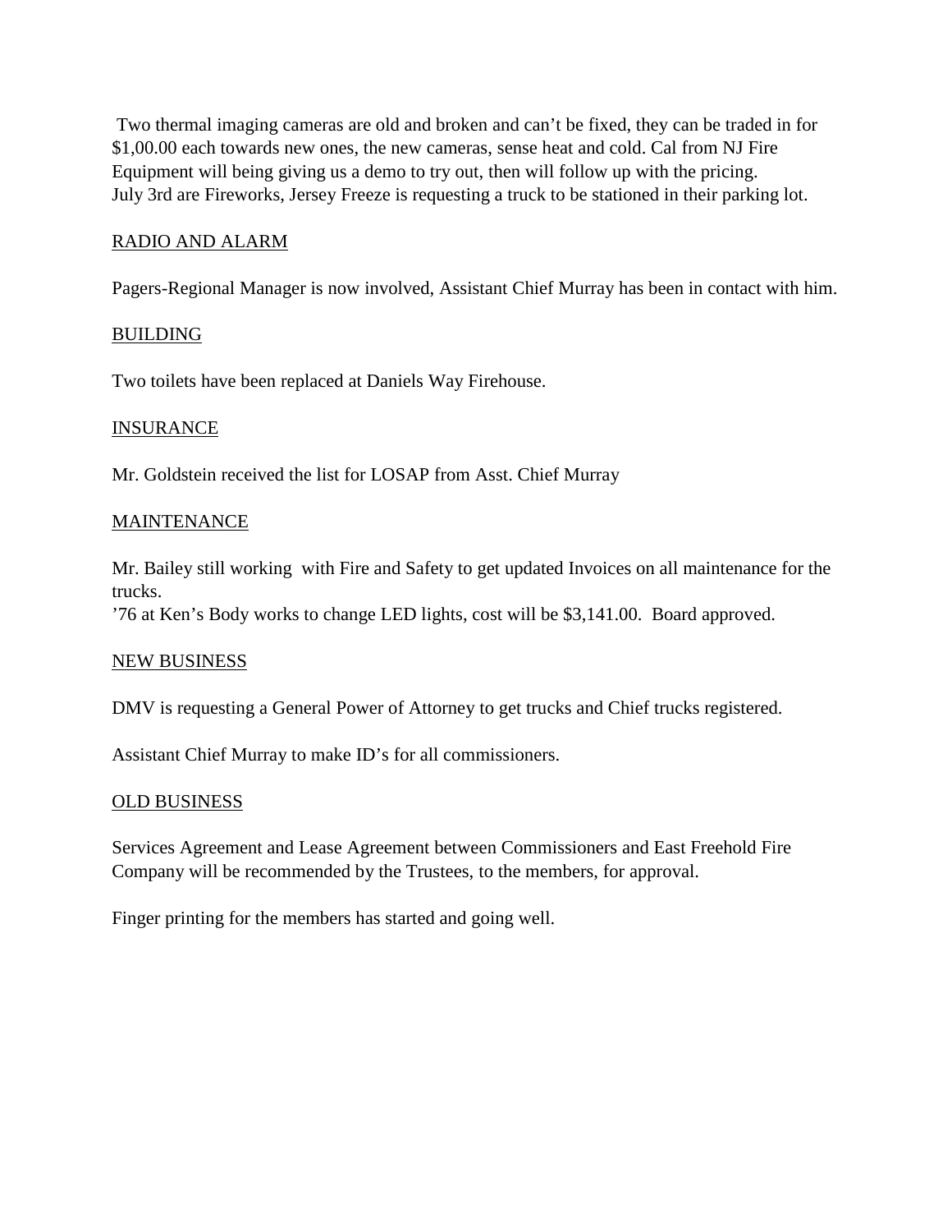Two thermal imaging cameras are old and broken and can't be fixed, they can be traded in for $1,00.00 each towards new ones, the new cameras, sense heat and cold. Cal from NJ Fire Equipment will being giving us a demo to try out, then will follow up with the pricing.
July 3rd are Fireworks, Jersey Freeze is requesting a truck to be stationed in their parking lot.

<u>RADIO AND ALARM</u>

Pagers-Regional Manager is now involved, Assistant Chief Murray has been in contact with him.

<u>BUILDING</u>

Two toilets have been replaced at Daniels Way Firehouse.

<u>INSURANCE</u>

Mr. Goldstein received the list for LOSAP from Asst. Chief Murray

<u>MAINTENANCE</u>

Mr. Bailey still working with Fire and Safety to get updated Invoices on all maintenance for the trucks.
'76 at Ken's Body works to change LED lights, cost will be $3,141.00. Board approved.

<u>NEW BUSINESS</u>

DMV is requesting a General Power of Attorney to get trucks and Chief trucks registered.

Assistant Chief Murray to make ID's for all commissioners.

<u>OLD BUSINESS</u>

Services Agreement and Lease Agreement between Commissioners and East Freehold Fire Company will be recommended by the Trustees, to the members, for approval.

Finger printing for the members has started and going well.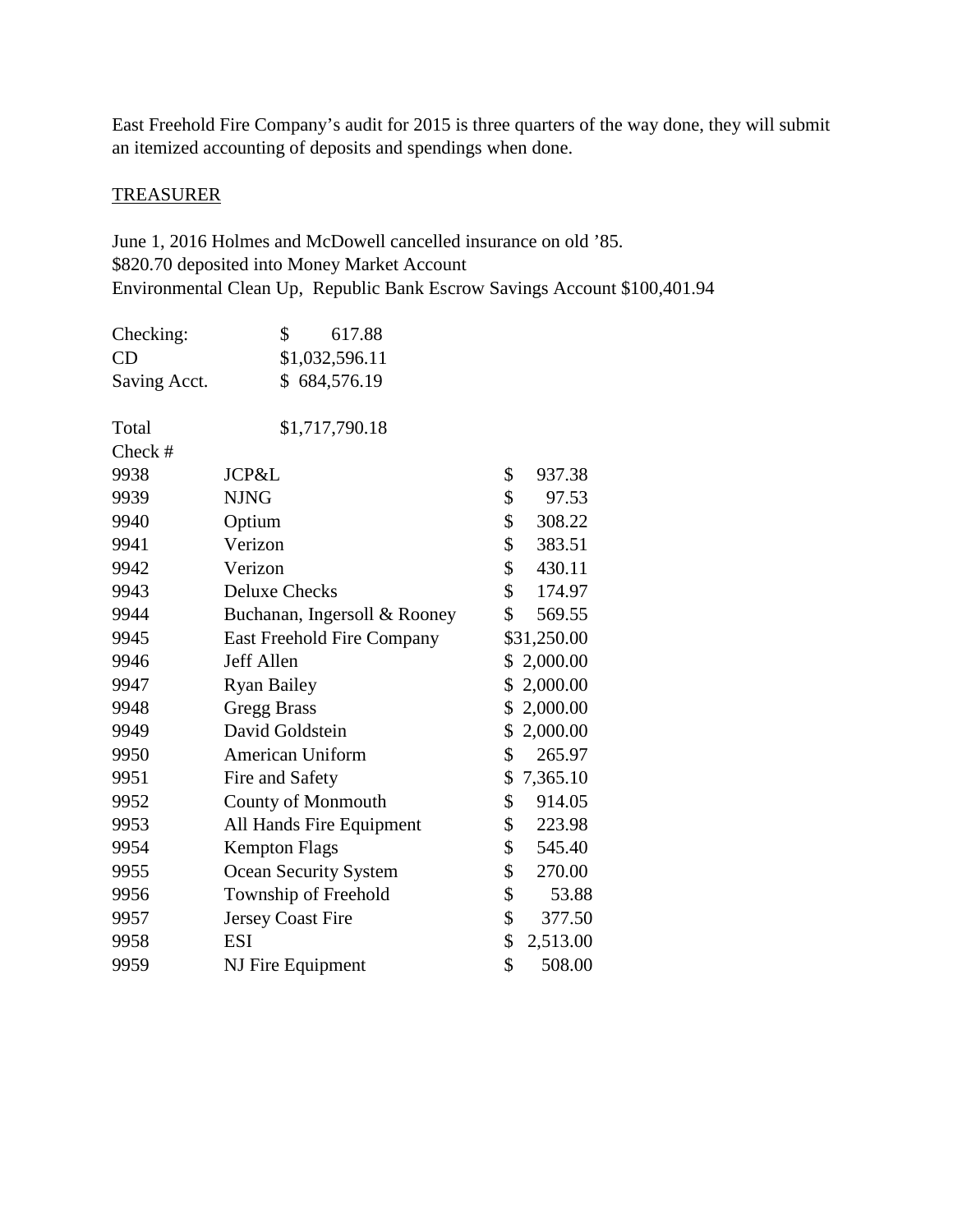East Freehold Fire Company's audit for 2015 is three quarters of the way done, they will submit an itemized accounting of deposits and spendings when done.

<u>TREASURER</u>

June 1, 2016 Holmes and McDowell cancelled insurance on old '85.
$820.70 deposited into Money Market Account
Environmental Clean Up, Republic Bank Escrow Savings Account $100,401.94

| | |
|---|---|
| Checking: | $ 617.88 |
| CD | $1,032,596.11 |
| Saving Acct. | $ 684,576.19 |
| | |
| Total | $1,717,790.18 |

| Check # | | |
|---|---|---|
| 9938 | JCP&L | $ 937.38 |
| 9939 | NJNG | $ 97.53 |
| 9940 | Optium | $ 308.22 |
| 9941 | Verizon | $ 383.51 |
| 9942 | Verizon | $ 430.11 |
| 9943 | Deluxe Checks | $ 174.97 |
| 9944 | Buchanan, Ingersoll & Rooney | $ 569.55 |
| 9945 | East Freehold Fire Company | $31,250.00 |
| 9946 | Jeff Allen | $ 2,000.00 |
| 9947 | Ryan Bailey | $ 2,000.00 |
| 9948 | Gregg Brass | $ 2,000.00 |
| 9949 | David Goldstein | $ 2,000.00 |
| 9950 | American Uniform | $ 265.97 |
| 9951 | Fire and Safety | $ 7,365.10 |
| 9952 | County of Monmouth | $ 914.05 |
| 9953 | All Hands Fire Equipment | $ 223.98 |
| 9954 | Kempton Flags | $ 545.40 |
| 9955 | Ocean Security System | $ 270.00 |
| 9956 | Township of Freehold | $ 53.88 |
| 9957 | Jersey Coast Fire | $ 377.50 |
| 9958 | ESI | $ 2,513.00 |
| 9959 | NJ Fire Equipment | $ 508.00 |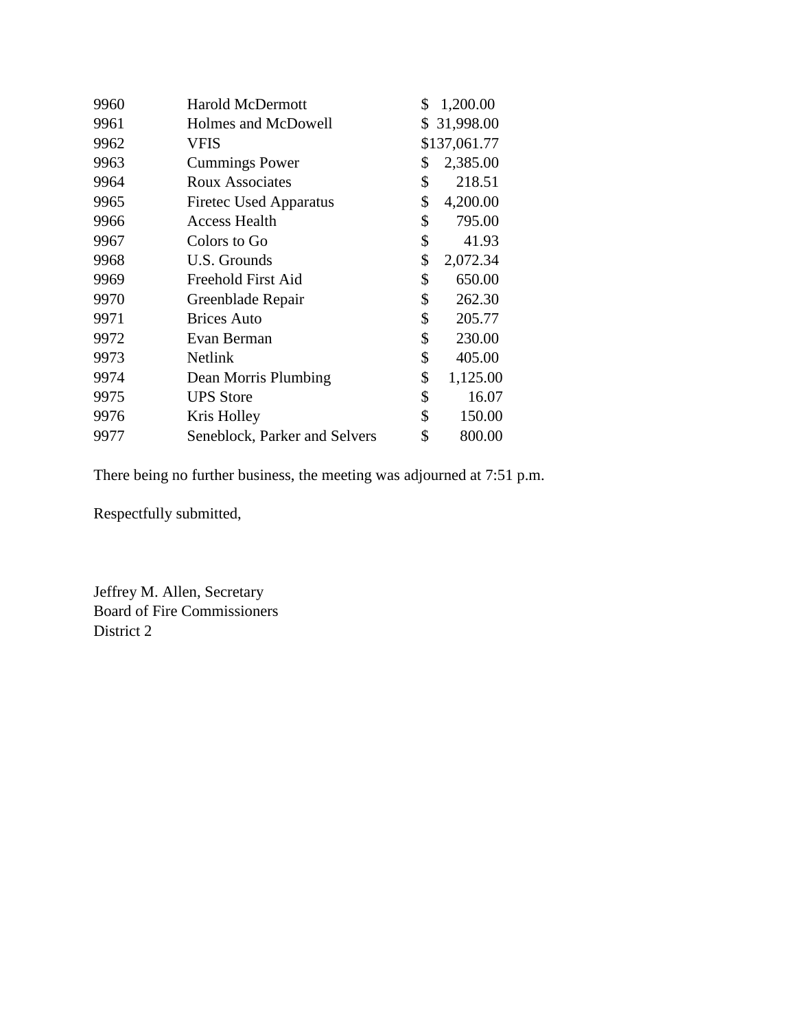| | | |
|---|---|---|
| 9960 | Harold McDermott | $ 1,200.00 |
| 9961 | Holmes and McDowell | $ 31,998.00 |
| 9962 | VFIS | $137,061.77 |
| 9963 | Cummings Power | $ 2,385.00 |
| 9964 | Roux Associates | $ 218.51 |
| 9965 | Firetec Used Apparatus | $ 4,200.00 |
| 9966 | Access Health | $ 795.00 |
| 9967 | Colors to Go | $ 41.93 |
| 9968 | U.S. Grounds | $ 2,072.34 |
| 9969 | Freehold First Aid | $ 650.00 |
| 9970 | Greenblade Repair | $ 262.30 |
| 9971 | Brices Auto | $ 205.77 |
| 9972 | Evan Berman | $ 230.00 |
| 9973 | Netlink | $ 405.00 |
| 9974 | Dean Morris Plumbing | $ 1,125.00 |
| 9975 | UPS Store | $ 16.07 |
| 9976 | Kris Holley | $ 150.00 |
| 9977 | Seneblock, Parker and Selvers | $ 800.00 |

There being no further business, the meeting was adjourned at 7:51 p.m.

Respectfully submitted,

Jeffrey M. Allen, Secretary
Board of Fire Commissioners
District 2